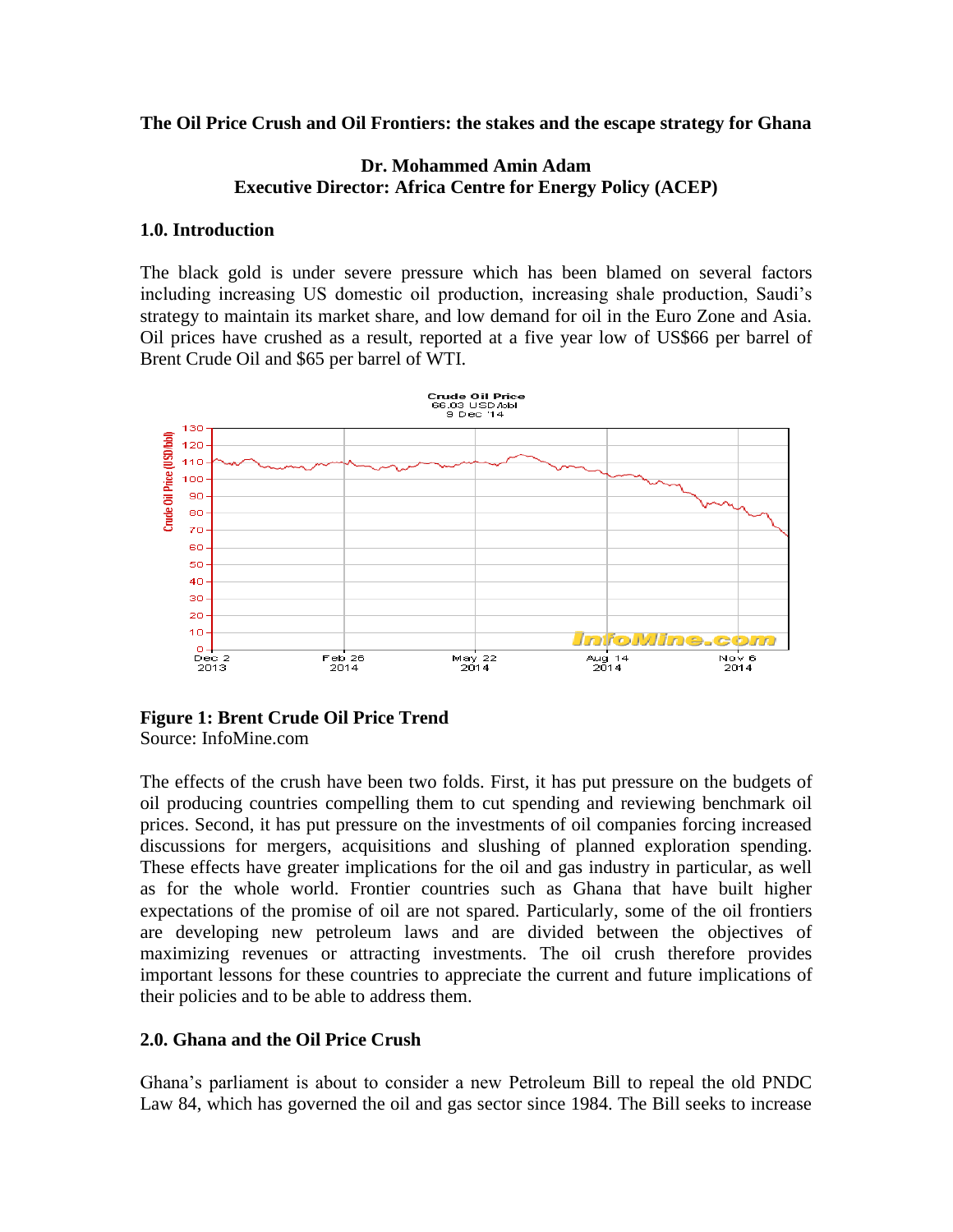**The Oil Price Crush and Oil Frontiers: the stakes and the escape strategy for Ghana**

**Dr. Mohammed Amin Adam**
**Executive Director: Africa Centre for Energy Policy (ACEP)**

## 1.0. Introduction

The black gold is under severe pressure which has been blamed on several factors including increasing US domestic oil production, increasing shale production, Saudi's strategy to maintain its market share, and low demand for oil in the Euro Zone and Asia. Oil prices have crushed as a result, reported at a five year low of US$66 per barrel of Brent Crude Oil and $65 per barrel of WTI.

**Figure 1: Brent Crude Oil Price Trend**
Source: InfoMine.com

The effects of the crush have been two folds. First, it has put pressure on the budgets of oil producing countries compelling them to cut spending and reviewing benchmark oil prices. Second, it has put pressure on the investments of oil companies forcing increased discussions for mergers, acquisitions and slushing of planned exploration spending. These effects have greater implications for the oil and gas industry in particular, as well as for the whole world. Frontier countries such as Ghana that have built higher expectations of the promise of oil are not spared. Particularly, some of the oil frontiers are developing new petroleum laws and are divided between the objectives of maximizing revenues or attracting investments. The oil crush therefore provides important lessons for these countries to appreciate the current and future implications of their policies and to be able to address them.

## 2.0. Ghana and the Oil Price Crush

Ghana's parliament is about to consider a new Petroleum Bill to repeal the old PNDC Law 84, which has governed the oil and gas sector since 1984. The Bill seeks to increase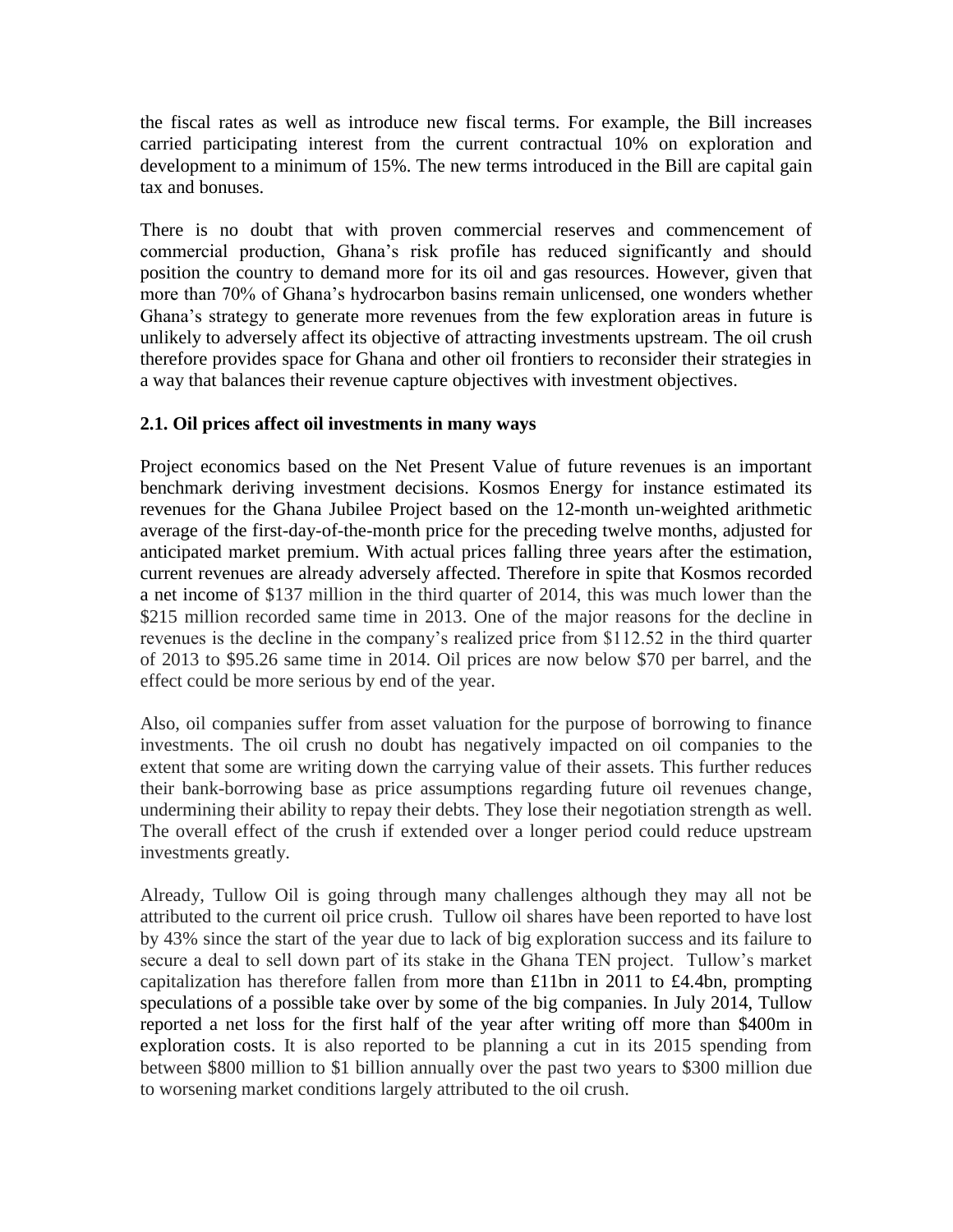the fiscal rates as well as introduce new fiscal terms. For example, the Bill increases carried participating interest from the current contractual 10% on exploration and development to a minimum of 15%. The new terms introduced in the Bill are capital gain tax and bonuses.

There is no doubt that with proven commercial reserves and commencement of commercial production, Ghana's risk profile has reduced significantly and should position the country to demand more for its oil and gas resources. However, given that more than 70% of Ghana's hydrocarbon basins remain unlicensed, one wonders whether Ghana's strategy to generate more revenues from the few exploration areas in future is unlikely to adversely affect its objective of attracting investments upstream. The oil crush therefore provides space for Ghana and other oil frontiers to reconsider their strategies in a way that balances their revenue capture objectives with investment objectives.

### 2.1. Oil prices affect oil investments in many ways

Project economics based on the Net Present Value of future revenues is an important benchmark deriving investment decisions. Kosmos Energy for instance estimated its revenues for the Ghana Jubilee Project based on the 12-month un-weighted arithmetic average of the first-day-of-the-month price for the preceding twelve months, adjusted for anticipated market premium. With actual prices falling three years after the estimation, current revenues are already adversely affected. Therefore in spite that Kosmos recorded a net income of $137 million in the third quarter of 2014, this was much lower than the $215 million recorded same time in 2013. One of the major reasons for the decline in revenues is the decline in the company's realized price from $112.52 in the third quarter of 2013 to $95.26 same time in 2014. Oil prices are now below $70 per barrel, and the effect could be more serious by end of the year.

Also, oil companies suffer from asset valuation for the purpose of borrowing to finance investments. The oil crush no doubt has negatively impacted on oil companies to the extent that some are writing down the carrying value of their assets. This further reduces their bank-borrowing base as price assumptions regarding future oil revenues change, undermining their ability to repay their debts. They lose their negotiation strength as well. The overall effect of the crush if extended over a longer period could reduce upstream investments greatly.

Already, Tullow Oil is going through many challenges although they may all not be attributed to the current oil price crush. Tullow oil shares have been reported to have lost by 43% since the start of the year due to lack of big exploration success and its failure to secure a deal to sell down part of its stake in the Ghana TEN project. Tullow's market capitalization has therefore fallen from more than £11bn in 2011 to £4.4bn, prompting speculations of a possible take over by some of the big companies. In July 2014, Tullow reported a net loss for the first half of the year after writing off more than $400m in exploration costs. It is also reported to be planning a cut in its 2015 spending from between $800 million to $1 billion annually over the past two years to $300 million due to worsening market conditions largely attributed to the oil crush.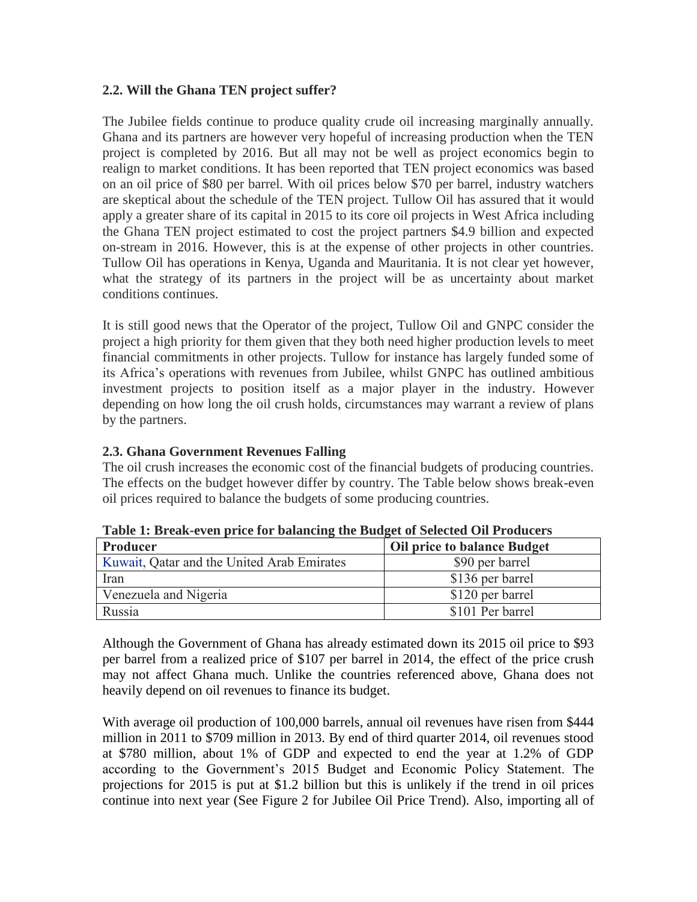## 2.2. Will the Ghana TEN project suffer?

The Jubilee fields continue to produce quality crude oil increasing marginally annually. Ghana and its partners are however very hopeful of increasing production when the TEN project is completed by 2016. But all may not be well as project economics begin to realign to market conditions. It has been reported that TEN project economics was based on an oil price of $80 per barrel. With oil prices below $70 per barrel, industry watchers are skeptical about the schedule of the TEN project. Tullow Oil has assured that it would apply a greater share of its capital in 2015 to its core oil projects in West Africa including the Ghana TEN project estimated to cost the project partners $4.9 billion and expected on-stream in 2016. However, this is at the expense of other projects in other countries. Tullow Oil has operations in Kenya, Uganda and Mauritania. It is not clear yet however, what the strategy of its partners in the project will be as uncertainty about market conditions continues.

It is still good news that the Operator of the project, Tullow Oil and GNPC consider the project a high priority for them given that they both need higher production levels to meet financial commitments in other projects. Tullow for instance has largely funded some of its Africa's operations with revenues from Jubilee, whilst GNPC has outlined ambitious investment projects to position itself as a major player in the industry. However depending on how long the oil crush holds, circumstances may warrant a review of plans by the partners.

## 2.3. Ghana Government Revenues Falling

The oil crush increases the economic cost of the financial budgets of producing countries. The effects on the budget however differ by country. The Table below shows break-even oil prices required to balance the budgets of some producing countries.

**Table 1: Break-even price for balancing the Budget of Selected Oil Producers**

| Producer | Oil price to balance Budget |
|---|---|
| Kuwait, Qatar and the United Arab Emirates | $90 per barrel |
| Iran | $136 per barrel |
| Venezuela and Nigeria | $120 per barrel |
| Russia | $101 Per barrel |

Although the Government of Ghana has already estimated down its 2015 oil price to $93 per barrel from a realized price of $107 per barrel in 2014, the effect of the price crush may not affect Ghana much. Unlike the countries referenced above, Ghana does not heavily depend on oil revenues to finance its budget.

With average oil production of 100,000 barrels, annual oil revenues have risen from $444 million in 2011 to $709 million in 2013. By end of third quarter 2014, oil revenues stood at $780 million, about 1% of GDP and expected to end the year at 1.2% of GDP according to the Government's 2015 Budget and Economic Policy Statement. The projections for 2015 is put at $1.2 billion but this is unlikely if the trend in oil prices continue into next year (See Figure 2 for Jubilee Oil Price Trend). Also, importing all of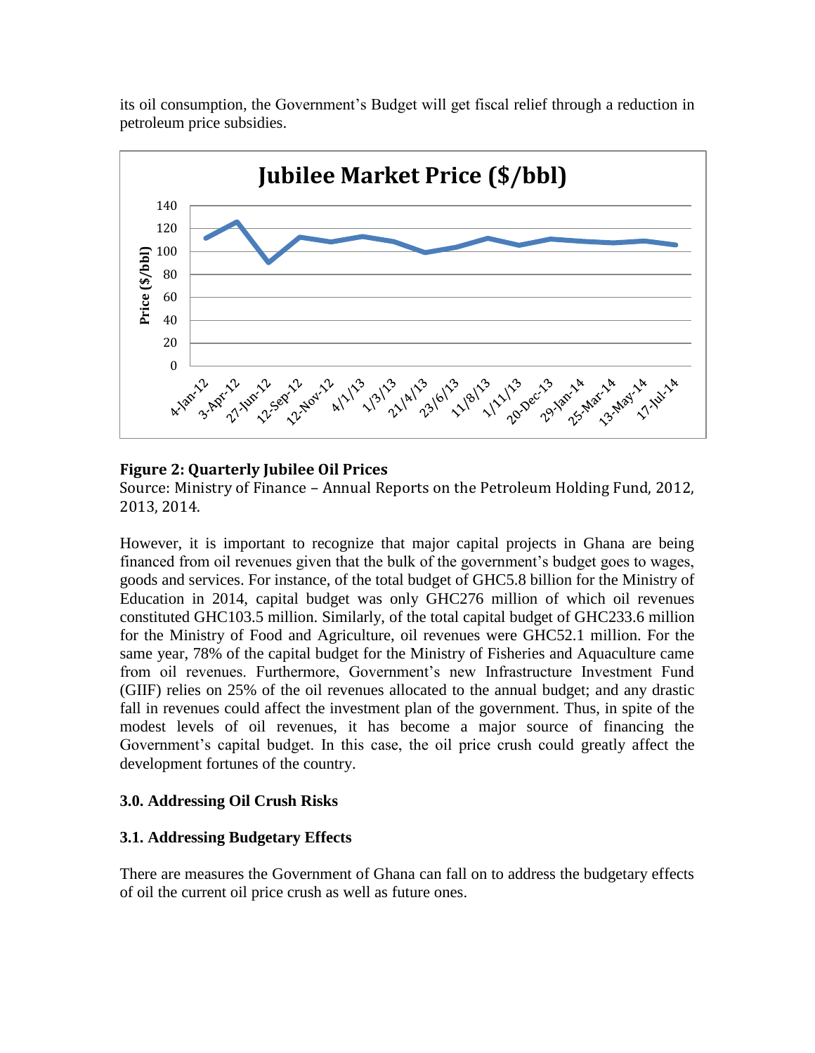its oil consumption, the Government's Budget will get fiscal relief through a reduction in petroleum price subsidies.

**Figure 2: Quarterly Jubilee Oil Prices**
Source: Ministry of Finance – Annual Reports on the Petroleum Holding Fund, 2012, 2013, 2014.

However, it is important to recognize that major capital projects in Ghana are being financed from oil revenues given that the bulk of the government's budget goes to wages, goods and services. For instance, of the total budget of GHC5.8 billion for the Ministry of Education in 2014, capital budget was only GHC276 million of which oil revenues constituted GHC103.5 million. Similarly, of the total capital budget of GHC233.6 million for the Ministry of Food and Agriculture, oil revenues were GHC52.1 million. For the same year, 78% of the capital budget for the Ministry of Fisheries and Aquaculture came from oil revenues. Furthermore, Government's new Infrastructure Investment Fund (GIIF) relies on 25% of the oil revenues allocated to the annual budget; and any drastic fall in revenues could affect the investment plan of the government. Thus, in spite of the modest levels of oil revenues, it has become a major source of financing the Government's capital budget. In this case, the oil price crush could greatly affect the development fortunes of the country.

## 3.0. Addressing Oil Crush Risks

### 3.1. Addressing Budgetary Effects

There are measures the Government of Ghana can fall on to address the budgetary effects of oil the current oil price crush as well as future ones.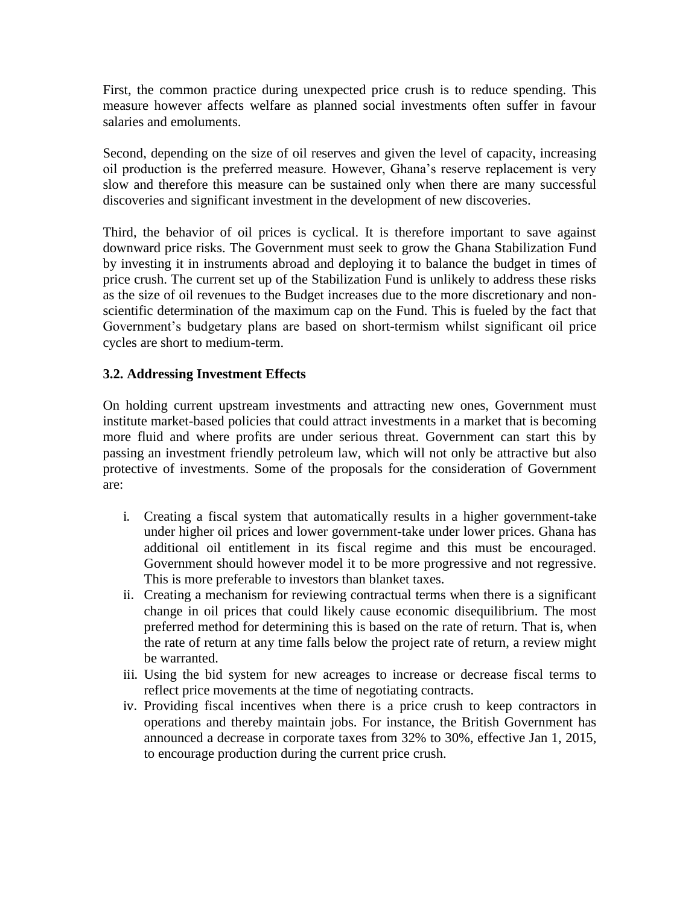First, the common practice during unexpected price crush is to reduce spending. This measure however affects welfare as planned social investments often suffer in favour salaries and emoluments.

Second, depending on the size of oil reserves and given the level of capacity, increasing oil production is the preferred measure. However, Ghana's reserve replacement is very slow and therefore this measure can be sustained only when there are many successful discoveries and significant investment in the development of new discoveries.

Third, the behavior of oil prices is cyclical. It is therefore important to save against downward price risks. The Government must seek to grow the Ghana Stabilization Fund by investing it in instruments abroad and deploying it to balance the budget in times of price crush. The current set up of the Stabilization Fund is unlikely to address these risks as the size of oil revenues to the Budget increases due to the more discretionary and non-scientific determination of the maximum cap on the Fund. This is fueled by the fact that Government's budgetary plans are based on short-termism whilst significant oil price cycles are short to medium-term.

### 3.2. Addressing Investment Effects

On holding current upstream investments and attracting new ones, Government must institute market-based policies that could attract investments in a market that is becoming more fluid and where profits are under serious threat. Government can start this by passing an investment friendly petroleum law, which will not only be attractive but also protective of investments. Some of the proposals for the consideration of Government are:

i. Creating a fiscal system that automatically results in a higher government-take under higher oil prices and lower government-take under lower prices. Ghana has additional oil entitlement in its fiscal regime and this must be encouraged. Government should however model it to be more progressive and not regressive. This is more preferable to investors than blanket taxes.
ii. Creating a mechanism for reviewing contractual terms when there is a significant change in oil prices that could likely cause economic disequilibrium. The most preferred method for determining this is based on the rate of return. That is, when the rate of return at any time falls below the project rate of return, a review might be warranted.
iii. Using the bid system for new acreages to increase or decrease fiscal terms to reflect price movements at the time of negotiating contracts.
iv. Providing fiscal incentives when there is a price crush to keep contractors in operations and thereby maintain jobs. For instance, the British Government has announced a decrease in corporate taxes from 32% to 30%, effective Jan 1, 2015, to encourage production during the current price crush.